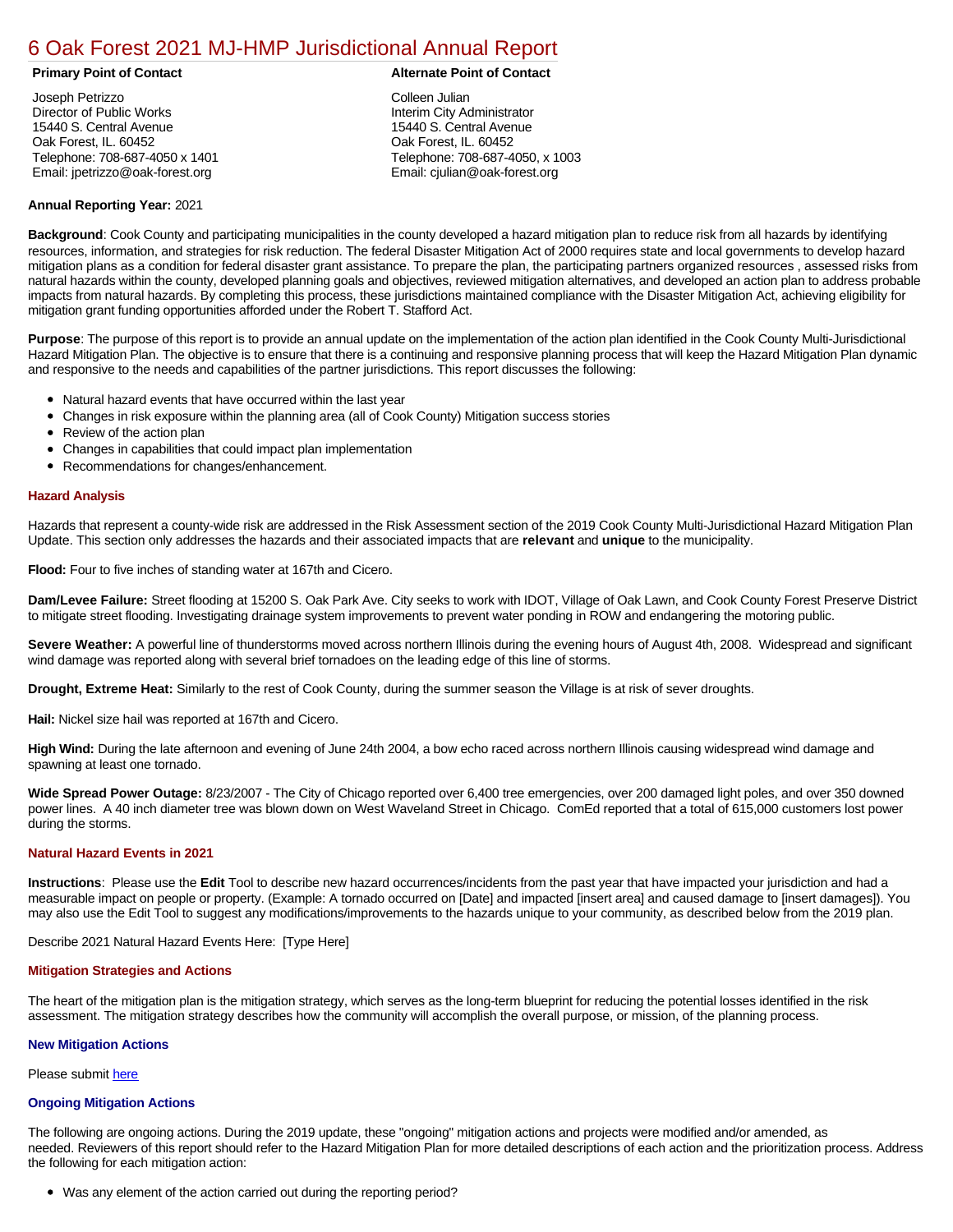# 6 Oak Forest 2021 MJ-HMP Jurisdictional Annual Report

**Primary Point of Contact**

Joseph Petrizzo
Director of Public Works
15440 S. Central Avenue
Oak Forest, IL. 60452
Telephone: 708-687-4050 x 1401
Email: jpetrizzo@oak-forest.org

**Alternate Point of Contact**

Colleen Julian
Interim City Administrator
15440 S. Central Avenue
Oak Forest, IL. 60452
Telephone: 708-687-4050, x 1003
Email: cjulian@oak-forest.org

**Annual Reporting Year:** 2021

**Background**: Cook County and participating municipalities in the county developed a hazard mitigation plan to reduce risk from all hazards by identifying resources, information, and strategies for risk reduction. The federal Disaster Mitigation Act of 2000 requires state and local governments to develop hazard mitigation plans as a condition for federal disaster grant assistance. To prepare the plan, the participating partners organized resources , assessed risks from natural hazards within the county, developed planning goals and objectives, reviewed mitigation alternatives, and developed an action plan to address probable impacts from natural hazards. By completing this process, these jurisdictions maintained compliance with the Disaster Mitigation Act, achieving eligibility for mitigation grant funding opportunities afforded under the Robert T. Stafford Act.

**Purpose**: The purpose of this report is to provide an annual update on the implementation of the action plan identified in the Cook County Multi-Jurisdictional Hazard Mitigation Plan. The objective is to ensure that there is a continuing and responsive planning process that will keep the Hazard Mitigation Plan dynamic and responsive to the needs and capabilities of the partner jurisdictions. This report discusses the following:

- Natural hazard events that have occurred within the last year
- Changes in risk exposure within the planning area (all of Cook County) Mitigation success stories
- Review of the action plan
- Changes in capabilities that could impact plan implementation
- Recommendations for changes/enhancement.

### Hazard Analysis

Hazards that represent a county-wide risk are addressed in the Risk Assessment section of the 2019 Cook County Multi-Jurisdictional Hazard Mitigation Plan Update. This section only addresses the hazards and their associated impacts that are **relevant** and **unique** to the municipality.

**Flood:** Four to five inches of standing water at 167th and Cicero.

**Dam/Levee Failure:** Street flooding at 15200 S. Oak Park Ave. City seeks to work with IDOT, Village of Oak Lawn, and Cook County Forest Preserve District to mitigate street flooding. Investigating drainage system improvements to prevent water ponding in ROW and endangering the motoring public.

**Severe Weather:** A powerful line of thunderstorms moved across northern Illinois during the evening hours of August 4th, 2008. Widespread and significant wind damage was reported along with several brief tornadoes on the leading edge of this line of storms.

**Drought, Extreme Heat:** Similarly to the rest of Cook County, during the summer season the Village is at risk of sever droughts.

**Hail:** Nickel size hail was reported at 167th and Cicero.

**High Wind:** During the late afternoon and evening of June 24th 2004, a bow echo raced across northern Illinois causing widespread wind damage and spawning at least one tornado.

**Wide Spread Power Outage:** 8/23/2007 - The City of Chicago reported over 6,400 tree emergencies, over 200 damaged light poles, and over 350 downed power lines. A 40 inch diameter tree was blown down on West Waveland Street in Chicago. ComEd reported that a total of 615,000 customers lost power during the storms.

### Natural Hazard Events in 2021

**Instructions**: Please use the **Edit** Tool to describe new hazard occurrences/incidents from the past year that have impacted your jurisdiction and had a measurable impact on people or property. (Example: A tornado occurred on [Date] and impacted [insert area] and caused damage to [insert damages]). You may also use the Edit Tool to suggest any modifications/improvements to the hazards unique to your community, as described below from the 2019 plan.

Describe 2021 Natural Hazard Events Here: [Type Here]

### Mitigation Strategies and Actions

The heart of the mitigation plan is the mitigation strategy, which serves as the long-term blueprint for reducing the potential losses identified in the risk assessment. The mitigation strategy describes how the community will accomplish the overall purpose, or mission, of the planning process.

#### New Mitigation Actions

Please submit here

#### Ongoing Mitigation Actions

The following are ongoing actions. During the 2019 update, these "ongoing" mitigation actions and projects were modified and/or amended, as needed. Reviewers of this report should refer to the Hazard Mitigation Plan for more detailed descriptions of each action and the prioritization process. Address the following for each mitigation action:

- Was any element of the action carried out during the reporting period?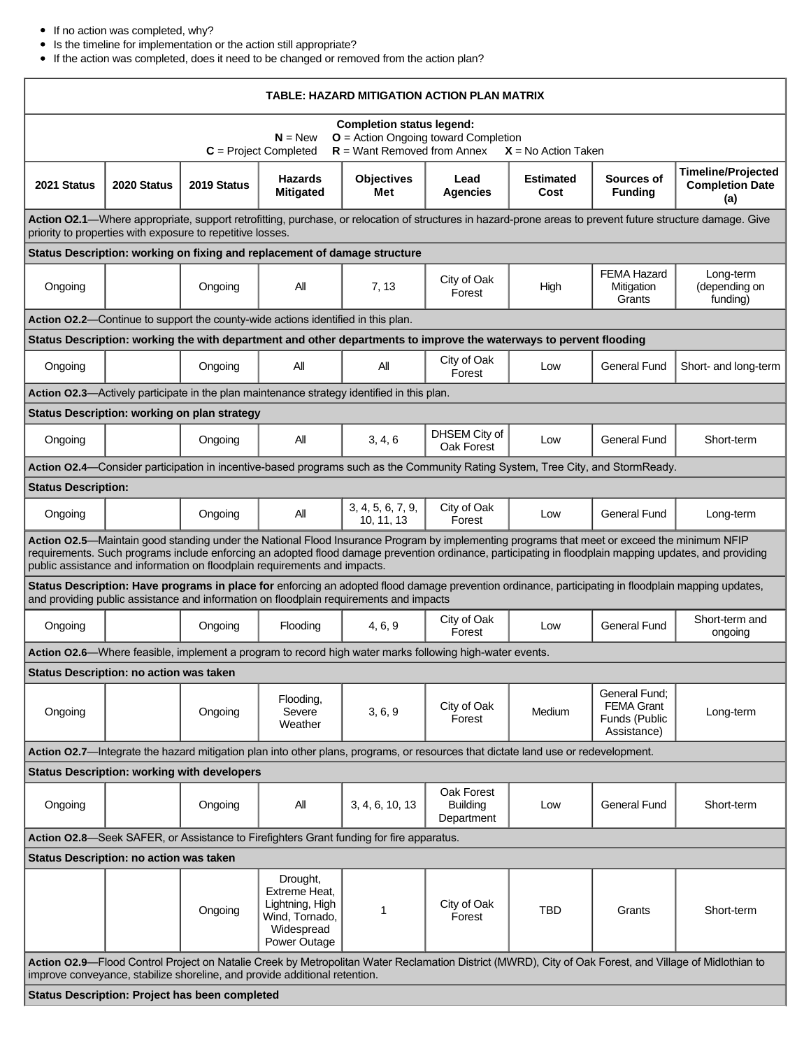- If no action was completed, why?
- Is the timeline for implementation or the action still appropriate?
- If the action was completed, does it need to be changed or removed from the action plan?

| TABLE: HAZARD MITIGATION ACTION PLAN MATRIX | | | | | | | | |
|---|---|---|---|---|---|---|---|---|
| **Completion status legend:** **N** = New **O** = Action Ongoing toward Completion **C** = Project Completed **R** = Want Removed from Annex **X** = No Action Taken | | | | | | | | |
| **2021 Status** | **2020 Status** | **2019 Status** | **Hazards Mitigated** | **Objectives Met** | **Lead Agencies** | **Estimated Cost** | **Sources of Funding** | **Timeline/Projected Completion Date (a)** |
| **Action O2.1**—Where appropriate, support retrofitting, purchase, or relocation of structures in hazard-prone areas to prevent future structure damage. Give priority to properties with exposure to repetitive losses. | | | | | | | | |
| **Status Description: working on fixing and replacement of damage structure** | | | | | | | | |
| Ongoing | | Ongoing | All | 7, 13 | City of Oak Forest | High | FEMA Hazard Mitigation Grants | Long-term (depending on funding) |
| **Action O2.2**—Continue to support the county-wide actions identified in this plan. | | | | | | | | |
| **Status Description: working the with department and other departments to improve the waterways to pervent flooding** | | | | | | | | |
| Ongoing | | Ongoing | All | All | City of Oak Forest | Low | General Fund | Short- and long-term |
| **Action O2.3**—Actively participate in the plan maintenance strategy identified in this plan. | | | | | | | | |
| **Status Description: working on plan strategy** | | | | | | | | |
| Ongoing | | Ongoing | All | 3, 4, 6 | DHSEM City of Oak Forest | Low | General Fund | Short-term |
| **Action O2.4**—Consider participation in incentive-based programs such as the Community Rating System, Tree City, and StormReady. | | | | | | | | |
| **Status Description:** | | | | | | | | |
| Ongoing | | Ongoing | All | 3, 4, 5, 6, 7, 9, 10, 11, 13 | City of Oak Forest | Low | General Fund | Long-term |
| **Action O2.5**—Maintain good standing under the National Flood Insurance Program by implementing programs that meet or exceed the minimum NFIP requirements. Such programs include enforcing an adopted flood damage prevention ordinance, participating in floodplain mapping updates, and providing public assistance and information on floodplain requirements and impacts. | | | | | | | | |
| **Status Description: Have programs in place for** enforcing an adopted flood damage prevention ordinance, participating in floodplain mapping updates, and providing public assistance and information on floodplain requirements and impacts | | | | | | | | |
| Ongoing | | Ongoing | Flooding | 4, 6, 9 | City of Oak Forest | Low | General Fund | Short-term and ongoing |
| **Action O2.6**—Where feasible, implement a program to record high water marks following high-water events. | | | | | | | | |
| **Status Description: no action was taken** | | | | | | | | |
| Ongoing | | Ongoing | Flooding, Severe Weather | 3, 6, 9 | City of Oak Forest | Medium | General Fund; FEMA Grant Funds (Public Assistance) | Long-term |
| **Action O2.7**—Integrate the hazard mitigation plan into other plans, programs, or resources that dictate land use or redevelopment. | | | | | | | | |
| **Status Description: working with developers** | | | | | | | | |
| Ongoing | | Ongoing | All | 3, 4, 6, 10, 13 | Oak Forest Building Department | Low | General Fund | Short-term |
| **Action O2.8**—Seek SAFER, or Assistance to Firefighters Grant funding for fire apparatus. | | | | | | | | |
| **Status Description: no action was taken** | | | | | | | | |
| | | Ongoing | Drought, Extreme Heat, Lightning, High Wind, Tornado, Widespread Power Outage | 1 | City of Oak Forest | TBD | Grants | Short-term |
| **Action O2.9**—Flood Control Project on Natalie Creek by Metropolitan Water Reclamation District (MWRD), City of Oak Forest, and Village of Midlothian to improve conveyance, stabilize shoreline, and provide additional retention. | | | | | | | | |
| **Status Description: Project has been completed** | | | | | | | | |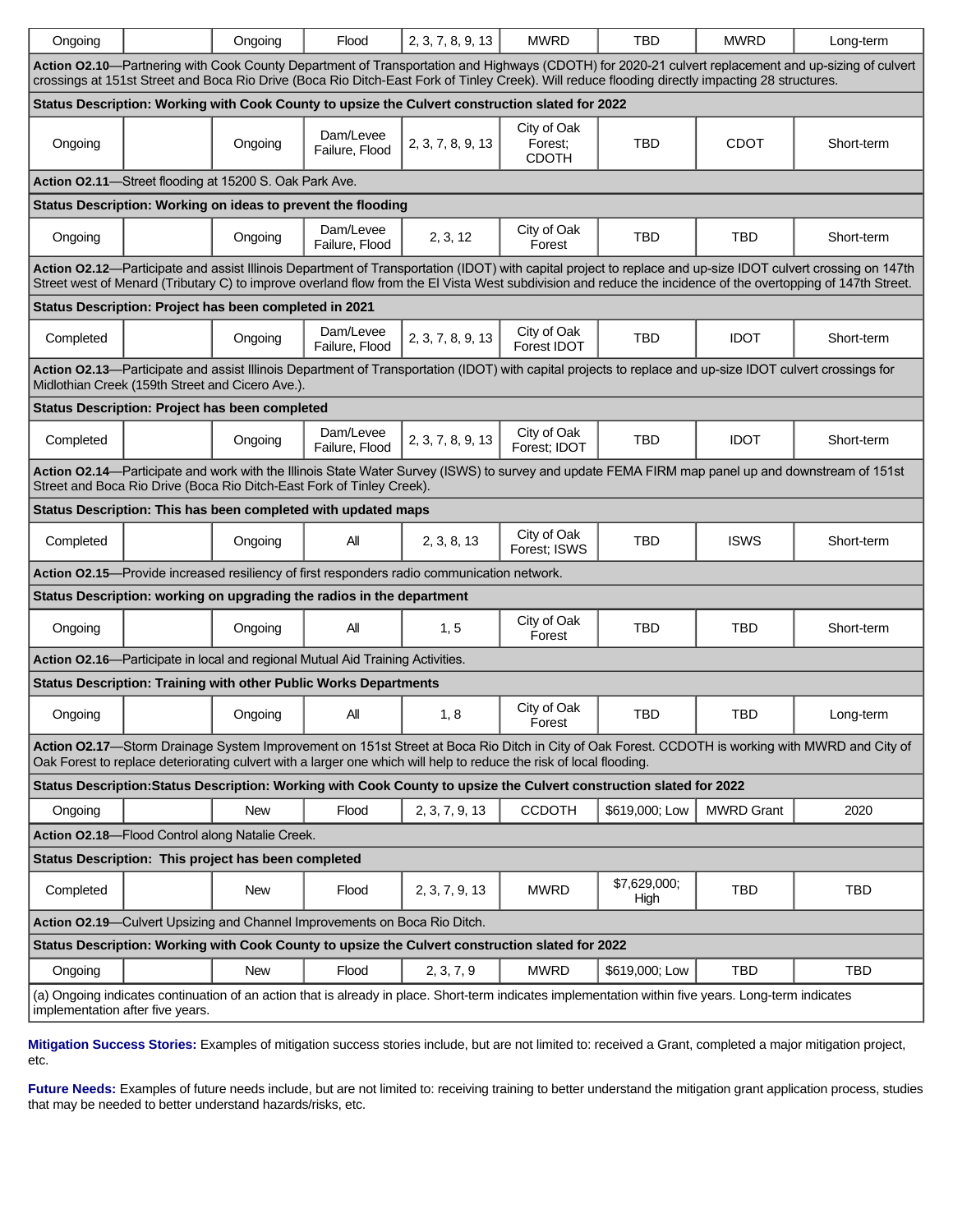| | | | | | | | | |
|---|---|---|---|---|---|---|---|---|
| Ongoing | | Ongoing | Flood | 2, 3, 7, 8, 9, 13 | MWRD | TBD | MWRD | Long-term |
| **Action O2.10**—Partnering with Cook County Department of Transportation and Highways (CDOTH) for 2020-21 culvert replacement and up-sizing of culvert crossings at 151st Street and Boca Rio Drive (Boca Rio Ditch-East Fork of Tinley Creek). Will reduce flooding directly impacting 28 structures. | | | | | | | | |
| **Status Description: Working with Cook County to upsize the Culvert construction slated for 2022** | | | | | | | | |
| Ongoing | | Ongoing | Dam/Levee Failure, Flood | 2, 3, 7, 8, 9, 13 | City of Oak Forest; CDOTH | TBD | CDOT | Short-term |
| **Action O2.11**—Street flooding at 15200 S. Oak Park Ave. | | | | | | | | |
| **Status Description: Working on ideas to prevent the flooding** | | | | | | | | |
| Ongoing | | Ongoing | Dam/Levee Failure, Flood | 2, 3, 12 | City of Oak Forest | TBD | TBD | Short-term |
| **Action O2.12**—Participate and assist Illinois Department of Transportation (IDOT) with capital project to replace and up-size IDOT culvert crossing on 147th Street west of Menard (Tributary C) to improve overland flow from the El Vista West subdivision and reduce the incidence of the overtopping of 147th Street. | | | | | | | | |
| **Status Description: Project has been completed in 2021** | | | | | | | | |
| Completed | | Ongoing | Dam/Levee Failure, Flood | 2, 3, 7, 8, 9, 13 | City of Oak Forest IDOT | TBD | IDOT | Short-term |
| **Action O2.13**—Participate and assist Illinois Department of Transportation (IDOT) with capital projects to replace and up-size IDOT culvert crossings for Midlothian Creek (159th Street and Cicero Ave.). | | | | | | | | |
| **Status Description: Project has been completed** | | | | | | | | |
| Completed | | Ongoing | Dam/Levee Failure, Flood | 2, 3, 7, 8, 9, 13 | City of Oak Forest; IDOT | TBD | IDOT | Short-term |
| **Action O2.14**—Participate and work with the Illinois State Water Survey (ISWS) to survey and update FEMA FIRM map panel up and downstream of 151st Street and Boca Rio Drive (Boca Rio Ditch-East Fork of Tinley Creek). | | | | | | | | |
| **Status Description: This has been completed with updated maps** | | | | | | | | |
| Completed | | Ongoing | All | 2, 3, 8, 13 | City of Oak Forest; ISWS | TBD | ISWS | Short-term |
| **Action O2.15**—Provide increased resiliency of first responders radio communication network. | | | | | | | | |
| **Status Description: working on upgrading the radios in the department** | | | | | | | | |
| Ongoing | | Ongoing | All | 1, 5 | City of Oak Forest | TBD | TBD | Short-term |
| **Action O2.16**—Participate in local and regional Mutual Aid Training Activities. | | | | | | | | |
| **Status Description: Training with other Public Works Departments** | | | | | | | | |
| Ongoing | | Ongoing | All | 1, 8 | City of Oak Forest | TBD | TBD | Long-term |
| **Action O2.17**—Storm Drainage System Improvement on 151st Street at Boca Rio Ditch in City of Oak Forest. CCDOTH is working with MWRD and City of Oak Forest to replace deteriorating culvert with a larger one which will help to reduce the risk of local flooding. | | | | | | | | |
| **Status Description:Status Description: Working with Cook County to upsize the Culvert construction slated for 2022** | | | | | | | | |
| Ongoing | | New | Flood | 2, 3, 7, 9, 13 | CCDOTH | $619,000; Low | MWRD Grant | 2020 |
| **Action O2.18**—Flood Control along Natalie Creek. | | | | | | | | |
| **Status Description: This project has been completed** | | | | | | | | |
| Completed | | New | Flood | 2, 3, 7, 9, 13 | MWRD | $7,629,000; High | TBD | TBD |
| **Action O2.19**—Culvert Upsizing and Channel Improvements on Boca Rio Ditch. | | | | | | | | |
| **Status Description: Working with Cook County to upsize the Culvert construction slated for 2022** | | | | | | | | |
| Ongoing | | New | Flood | 2, 3, 7, 9 | MWRD | $619,000; Low | TBD | TBD |
| (a) Ongoing indicates continuation of an action that is already in place. Short-term indicates implementation within five years. Long-term indicates implementation after five years. | | | | | | | | |

**Mitigation Success Stories:** Examples of mitigation success stories include, but are not limited to: received a Grant, completed a major mitigation project, etc.

**Future Needs:** Examples of future needs include, but are not limited to: receiving training to better understand the mitigation grant application process, studies that may be needed to better understand hazards/risks, etc.